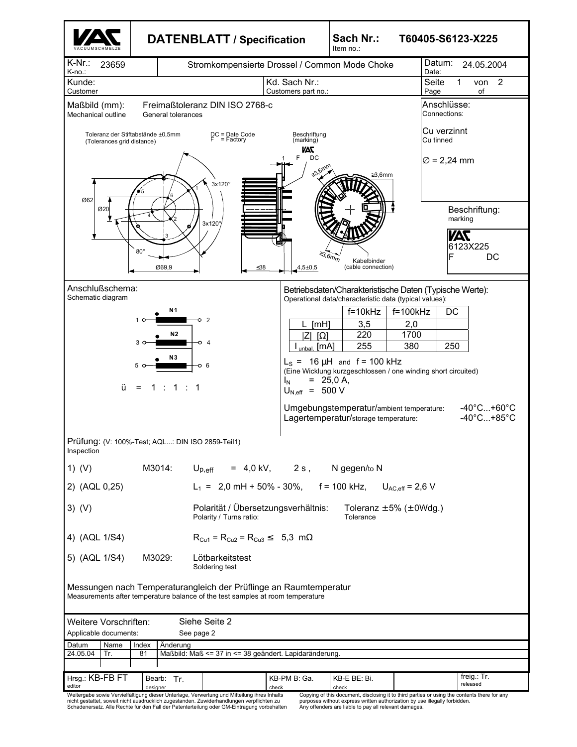# DATENBLATT / Specification

**Sach Nr.:** T60405-S6123-X225
Item no.:

| K-Nr.: 23659 (K-no.:) | Stromkompensierte Drossel / Common Mode Choke | Datum: 24.05.2004 (Date:) |
|---|---|---|
| Kunde: (Customer) | Kd. Sach Nr.: (Customers part no.:) | Seite 1 von 2 (Page of) |

## Maßbild (mm): Freimaßtoleranz DIN ISO 2768-c
Mechanical outline — General tolerances

Toleranz der Stiftabstände ±0,5mm
(Tolerances grid distance)

DC = Date Code
F = Factory

Beschriftung (marking): VAC F DC

Ø62, Ø20, 3x120°, 3x120°, 80°, Ø69,9, ≤38, 4,5±0,5, ≥3,6mm, ≥3,6mm, ≥3,6mm

Kabelbinder (cable connection)

**Anschlüsse:** Connections:

Cu verzinnt
Cu tinned

∅ = 2,24 mm

**Beschriftung:** marking

VAC
6123X225
F DC

## Anschlußschema:
Schematic diagram

N1: 1 – 2
N2: 3 – 4
N3: 5 – 6

ü = 1 : 1 : 1

## Betriebsdaten/Charakteristische Daten (Typische Werte):
Operational data/characteristic data (typical values):

| | f=10kHz | f=100kHz | DC |
|---|---|---|---|
| L [mH] | 3,5 | 2,0 | |
| \|Z\| [Ω] | 220 | 1700 | |
| $I_{unbal.}$ [mA] | 255 | 380 | 250 |

$L_S$ = 16 µH and f = 100 kHz
(Eine Wicklung kurzgeschlossen / one winding short circuited)
$I_N$ = 25,0 A,
$U_{N,eff}$ = 500 V

Umgebungstemperatur/ambient temperature: -40°C...+60°C
Lagertemperatur/storage temperature: -40°C...+85°C

## Prüfung: (V: 100%-Test; AQL...: DIN ISO 2859-Teil1)
Inspection

1) (V) M3014: $U_{p,eff}$ = 4,0 kV, 2 s , N gegen/to N

2) (AQL 0,25) $L_1$ = 2,0 mH + 50% - 30%, f = 100 kHz, $U_{AC,eff}$ = 2,6 V

3) (V) Polarität / Übersetzungsverhältnis: Toleranz ±5% (±0Wdg.)
Polarity / Turns ratio: Tolerance

4) (AQL 1/S4) $R_{Cu1} = R_{Cu2} = R_{Cu3} \leq$ 5,3 mΩ

5) (AQL 1/S4) M3029: Lötbarkeitstest
Soldering test

Messungen nach Temperaturangleich der Prüflinge an Raumtemperatur
Measurements after temperature balance of the test samples at room temperature

Weitere Vorschriften: Siehe Seite 2
Applicable documents: See page 2

| Datum | Name | Index | Änderung |
|---|---|---|---|
| 24.05.04 | Tr. | 81 | Maßbild: Maß <= 37 in <= 38 geändert. Lapidaränderung. |

| Hrsg.: KB-FB FT (editor) | Bearb.: Tr. (designer) | KB-PM B: Ga. (check) | KB-E BE: Bi. (check) | freig.: Tr. (released) |
|---|---|---|---|---|

Weitergabe sowie Vervielfältigung dieser Unterlage, Verwertung und Mitteilung ihres Inhalts nicht gestattet, soweit nicht ausdrücklich zugestanden. Zuwiderhandlungen verpflichten zu Schadenersatz. Alle Rechte für den Fall der Patenterteilung oder GM-Eintragung vorbehalten

Copying of this document, disclosing it to third parties or using the contents there for any purposes without express written authorization by use illegally forbidden. Any offenders are liable to pay all relevant damages.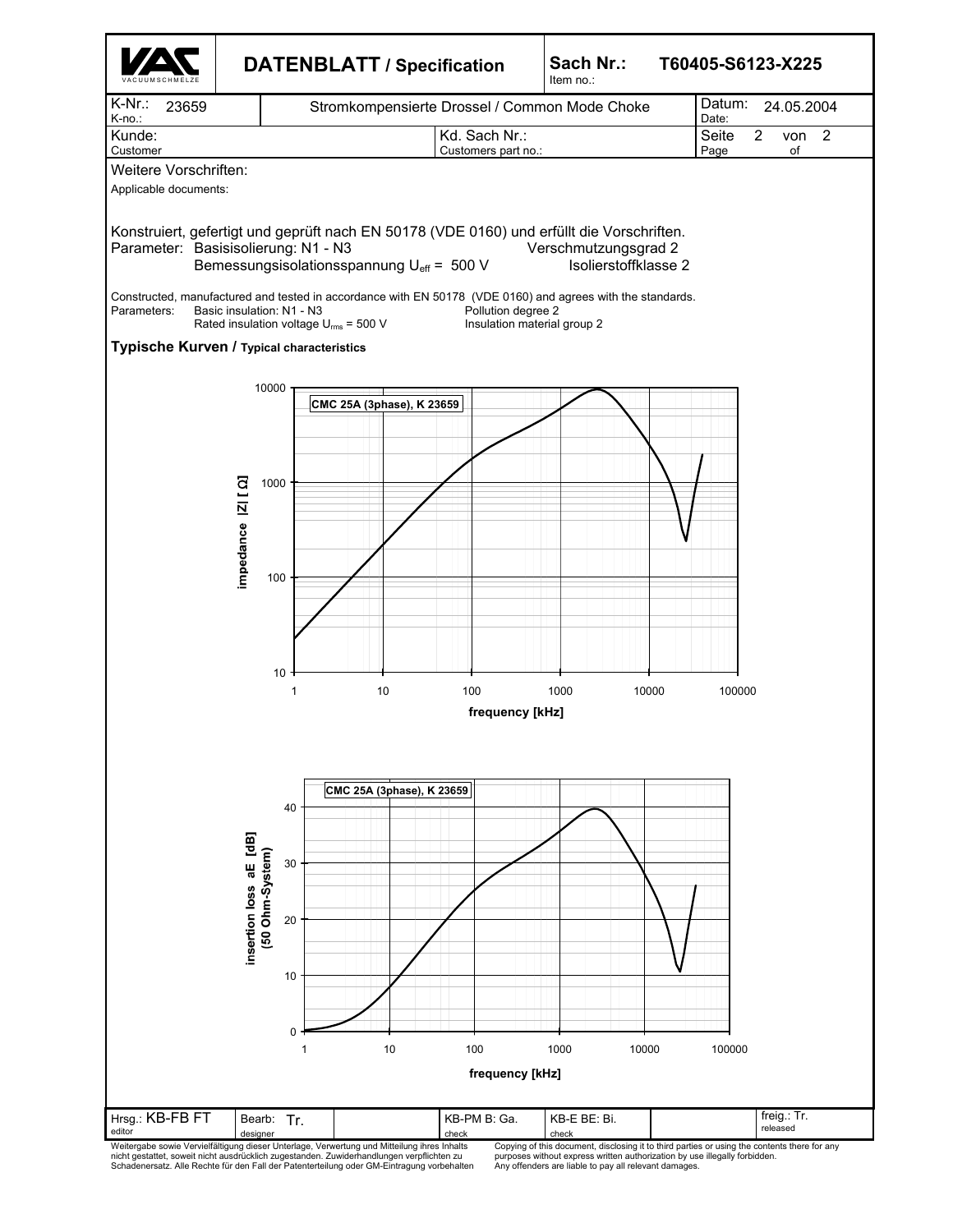# DATENBLATT / Specification

| | | | |
|---|---|---|---|
| **Sach Nr.:** Item no.: | **T60405-S6123-X225** | | |
| K-Nr.: K-no.: 23659 | Stromkompensierte Drossel / Common Mode Choke | | Datum: Date: 24.05.2004 |
| Kunde: Customer | Kd. Sach Nr.: Customers part no.: | | Seite 2 von 2 Page of |

Weitere Vorschriften:

Applicable documents:

Konstruiert, gefertigt und geprüft nach EN 50178 (VDE 0160) und erfüllt die Vorschriften.

Parameter: Basisisolierung: N1 - N3 — Verschmutzungsgrad 2

Bemessungsisolationsspannung $U_{eff}$ = 500 V — Isolierstoffklasse 2

Constructed, manufactured and tested in accordance with EN 50178 (VDE 0160) and agrees with the standards.

Parameters: Basic insulation: N1 - N3 — Pollution degree 2

Rated insulation voltage $U_{rms}$ = 500 V — Insulation material group 2

**Typische Kurven / Typical characteristics**

CMC 25A (3phase), K 23659

impedance |Z| [ Ω]

10000
1000
100
10

1 10 100 1000 10000 100000

frequency [kHz]

CMC 25A (3phase), K 23659

insertion loss aE [dB] (50 Ohm-System)

40
30
20
10
0

1 10 100 1000 10000 100000

frequency [kHz]

| | | | | | | |
|---|---|---|---|---|---|---|
| Hrsg.: KB-FB FT editor | Bearb: Tr. designer | | KB-PM B: Ga. check | KB-E BE: Bi. check | | freig.: Tr. released |

Weitergabe sowie Vervielfältigung dieser Unterlage, Verwertung und Mitteilung ihres Inhalts nicht gestattet, soweit nicht ausdrücklich zugestanden. Zuwiderhandlungen verpflichten zu Schadenersatz. Alle Rechte für den Fall der Patenterteilung oder GM-Eintragung vorbehalten

Copying of this document, disclosing it to third parties or using the contents there for any purposes without express written authorization by use illegally forbidden. Any offenders are liable to pay all relevant damages.